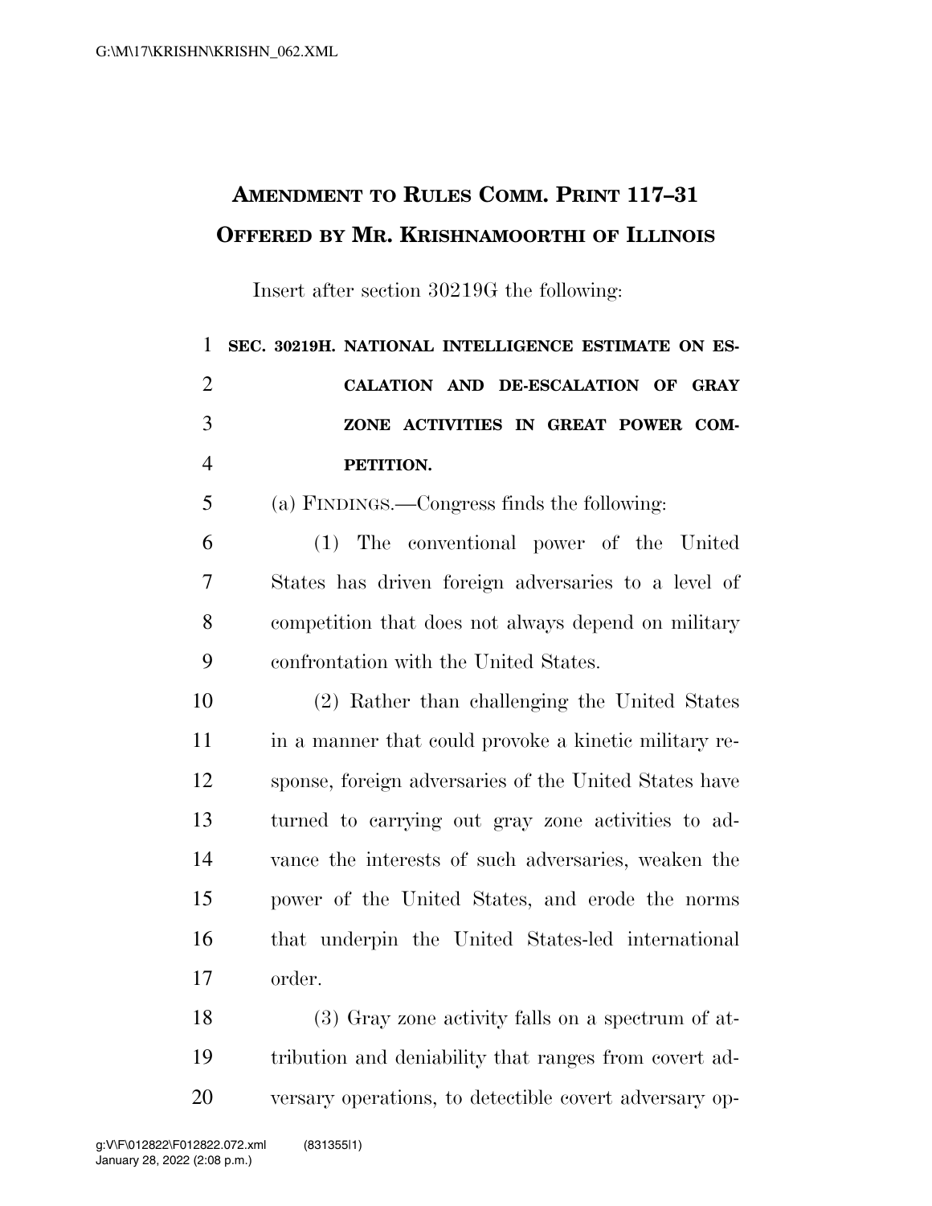**AMENDMENT TO RULES COMM. PRINT 117–31**
**OFFERED BY MR. KRISHNAMOORTHI OF ILLINOIS**

Insert after section 30219G the following:

**SEC. 30219H. NATIONAL INTELLIGENCE ESTIMATE ON ESCALATION AND DE-ESCALATION OF GRAY ZONE ACTIVITIES IN GREAT POWER COMPETITION.**

(a) FINDINGS.—Congress finds the following:

(1) The conventional power of the United States has driven foreign adversaries to a level of competition that does not always depend on military confrontation with the United States.

(2) Rather than challenging the United States in a manner that could provoke a kinetic military response, foreign adversaries of the United States have turned to carrying out gray zone activities to advance the interests of such adversaries, weaken the power of the United States, and erode the norms that underpin the United States-led international order.

(3) Gray zone activity falls on a spectrum of attribution and deniability that ranges from covert adversary operations, to detectible covert adversary op-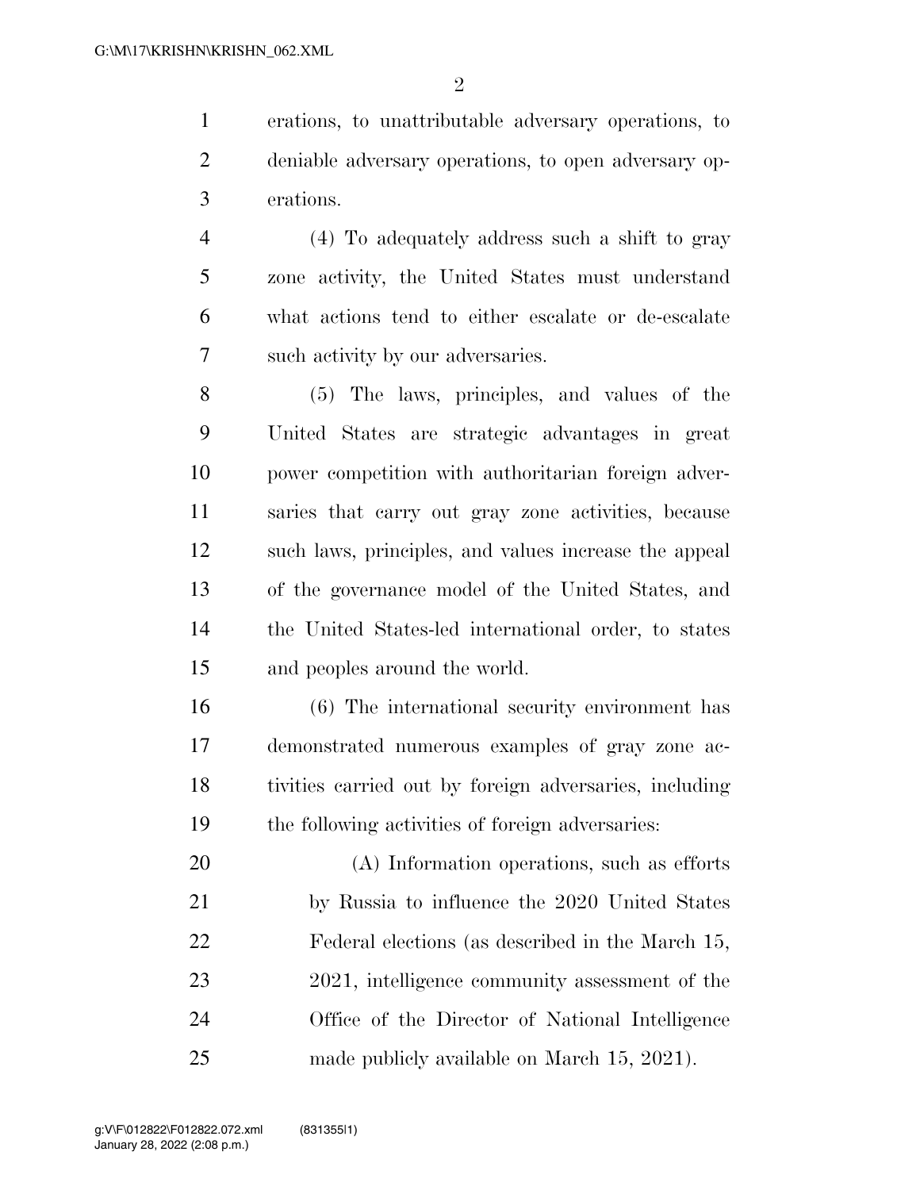erations, to unattributable adversary operations, to deniable adversary operations, to open adversary operations.

(4) To adequately address such a shift to gray zone activity, the United States must understand what actions tend to either escalate or de-escalate such activity by our adversaries.

(5) The laws, principles, and values of the United States are strategic advantages in great power competition with authoritarian foreign adversaries that carry out gray zone activities, because such laws, principles, and values increase the appeal of the governance model of the United States, and the United States-led international order, to states and peoples around the world.

(6) The international security environment has demonstrated numerous examples of gray zone activities carried out by foreign adversaries, including the following activities of foreign adversaries:

(A) Information operations, such as efforts by Russia to influence the 2020 United States Federal elections (as described in the March 15, 2021, intelligence community assessment of the Office of the Director of National Intelligence made publicly available on March 15, 2021).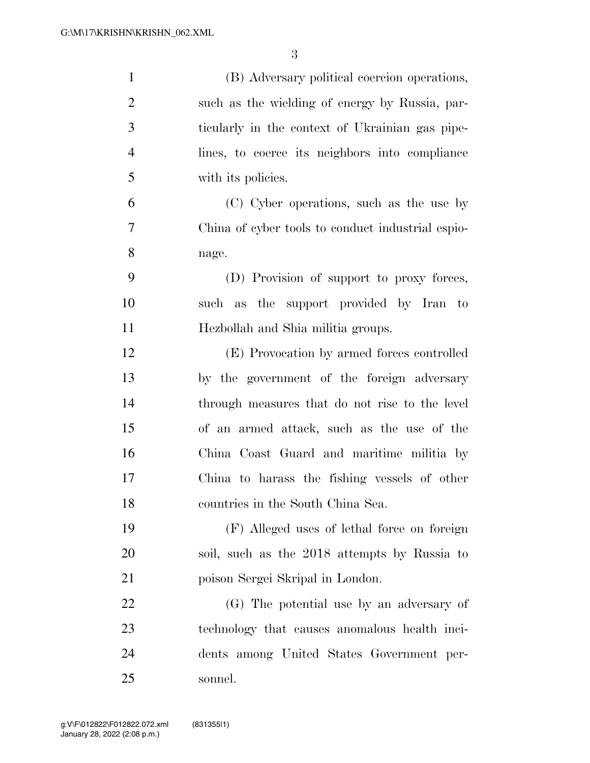(B) Adversary political coercion operations, such as the wielding of energy by Russia, particularly in the context of Ukrainian gas pipelines, to coerce its neighbors into compliance with its policies.

(C) Cyber operations, such as the use by China of cyber tools to conduct industrial espionage.

(D) Provision of support to proxy forces, such as the support provided by Iran to Hezbollah and Shia militia groups.

(E) Provocation by armed forces controlled by the government of the foreign adversary through measures that do not rise to the level of an armed attack, such as the use of the China Coast Guard and maritime militia by China to harass the fishing vessels of other countries in the South China Sea.

(F) Alleged uses of lethal force on foreign soil, such as the 2018 attempts by Russia to poison Sergei Skripal in London.

(G) The potential use by an adversary of technology that causes anomalous health incidents among United States Government personnel.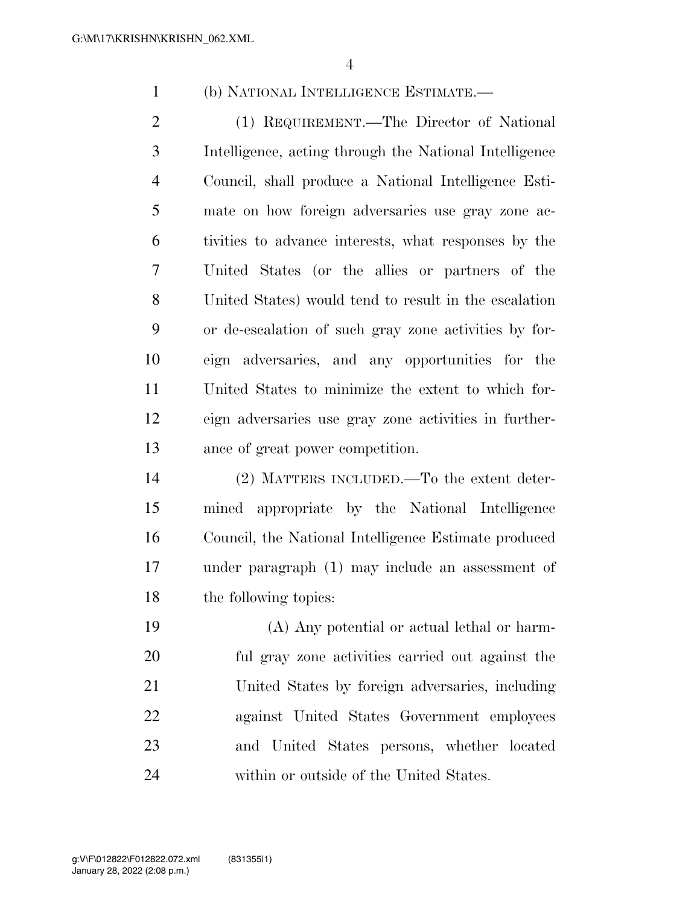(b) NATIONAL INTELLIGENCE ESTIMATE.—

(1) REQUIREMENT.—The Director of National Intelligence, acting through the National Intelligence Council, shall produce a National Intelligence Estimate on how foreign adversaries use gray zone activities to advance interests, what responses by the United States (or the allies or partners of the United States) would tend to result in the escalation or de-escalation of such gray zone activities by foreign adversaries, and any opportunities for the United States to minimize the extent to which foreign adversaries use gray zone activities in furtherance of great power competition.

(2) MATTERS INCLUDED.—To the extent determined appropriate by the National Intelligence Council, the National Intelligence Estimate produced under paragraph (1) may include an assessment of the following topics:

(A) Any potential or actual lethal or harmful gray zone activities carried out against the United States by foreign adversaries, including against United States Government employees and United States persons, whether located within or outside of the United States.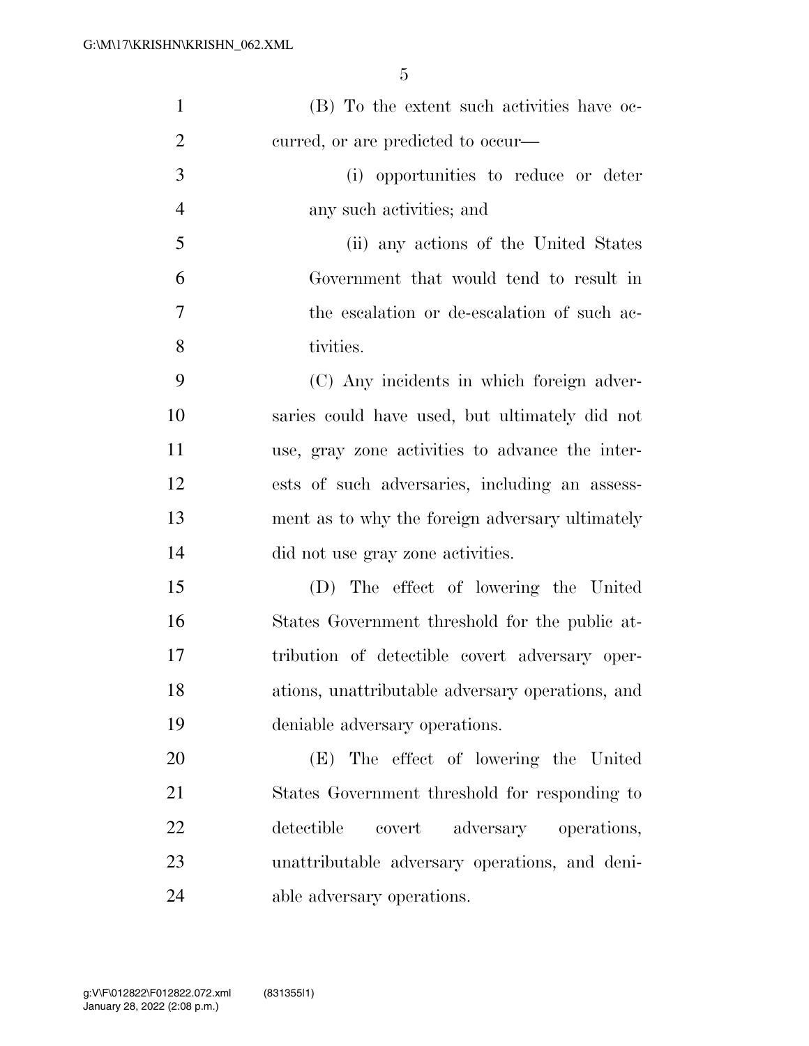(B) To the extent such activities have occurred, or are predicted to occur—

(i) opportunities to reduce or deter any such activities; and

(ii) any actions of the United States Government that would tend to result in the escalation or de-escalation of such activities.

(C) Any incidents in which foreign adversaries could have used, but ultimately did not use, gray zone activities to advance the interests of such adversaries, including an assessment as to why the foreign adversary ultimately did not use gray zone activities.

(D) The effect of lowering the United States Government threshold for the public attribution of detectible covert adversary operations, unattributable adversary operations, and deniable adversary operations.

(E) The effect of lowering the United States Government threshold for responding to detectible covert adversary operations, unattributable adversary operations, and deniable adversary operations.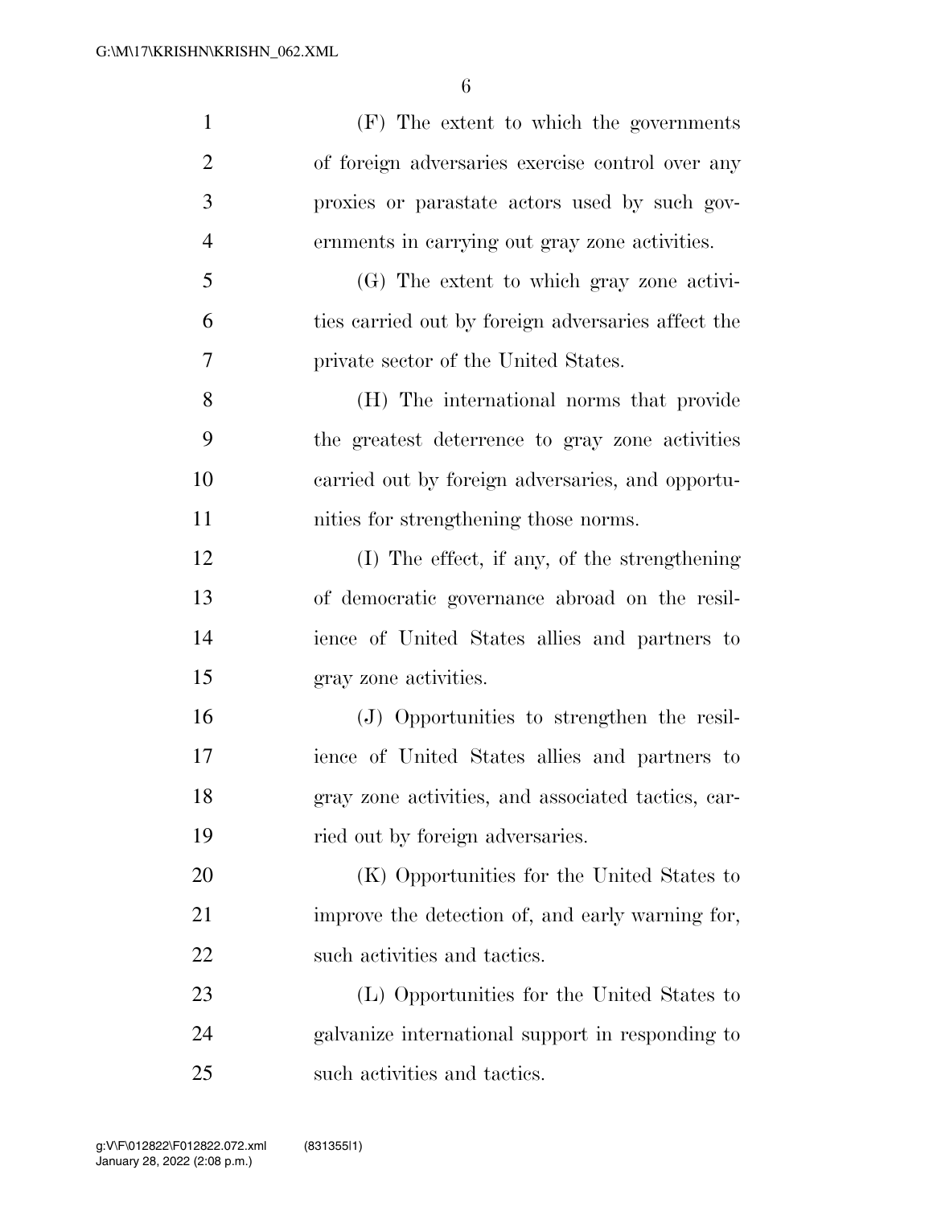(F) The extent to which the governments of foreign adversaries exercise control over any proxies or parastate actors used by such governments in carrying out gray zone activities.

(G) The extent to which gray zone activities carried out by foreign adversaries affect the private sector of the United States.

(H) The international norms that provide the greatest deterrence to gray zone activities carried out by foreign adversaries, and opportunities for strengthening those norms.

(I) The effect, if any, of the strengthening of democratic governance abroad on the resilience of United States allies and partners to gray zone activities.

(J) Opportunities to strengthen the resilience of United States allies and partners to gray zone activities, and associated tactics, carried out by foreign adversaries.

(K) Opportunities for the United States to improve the detection of, and early warning for, such activities and tactics.

(L) Opportunities for the United States to galvanize international support in responding to such activities and tactics.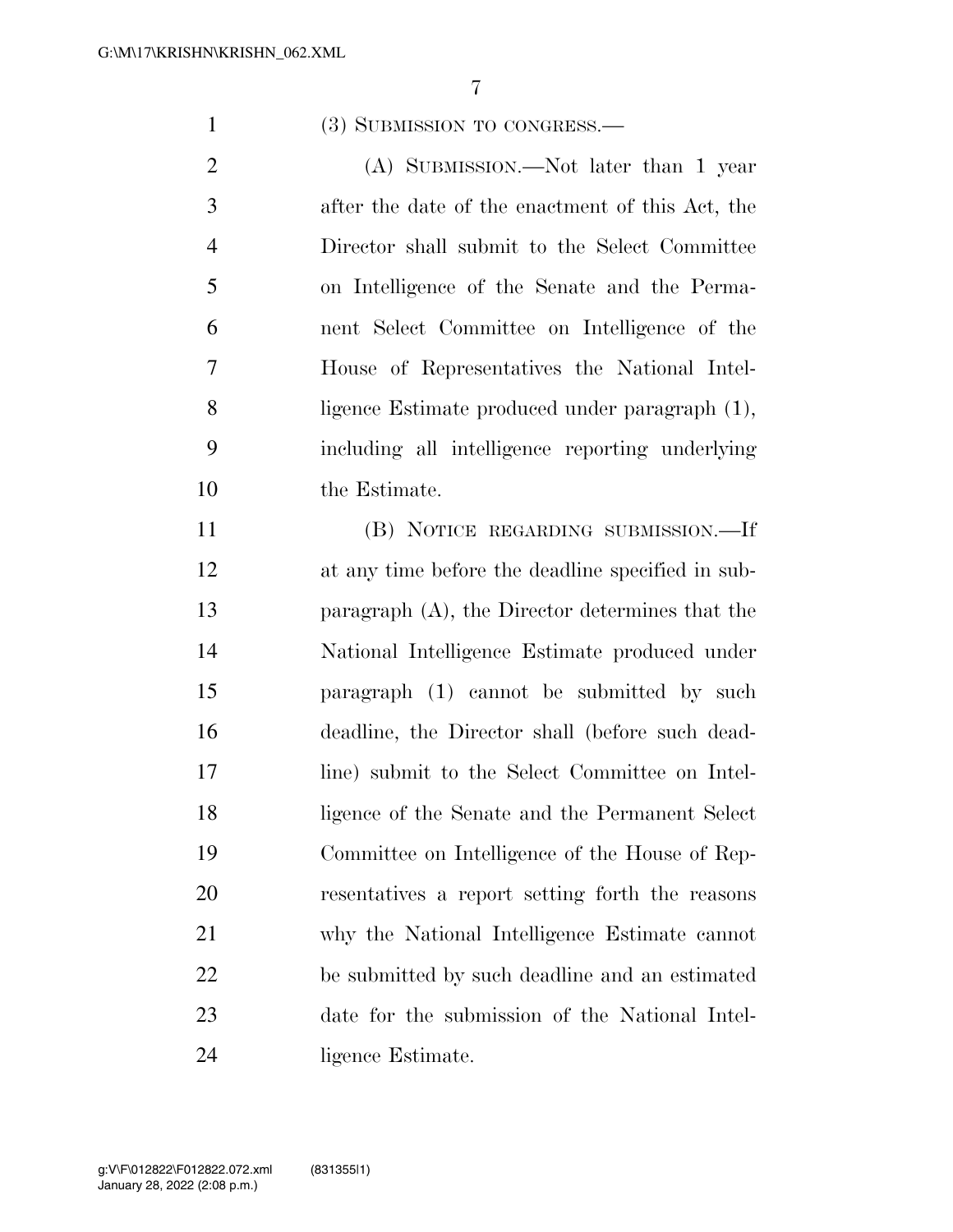(3) SUBMISSION TO CONGRESS.—

(A) SUBMISSION.—Not later than 1 year after the date of the enactment of this Act, the Director shall submit to the Select Committee on Intelligence of the Senate and the Permanent Select Committee on Intelligence of the House of Representatives the National Intelligence Estimate produced under paragraph (1), including all intelligence reporting underlying the Estimate.

(B) NOTICE REGARDING SUBMISSION.—If at any time before the deadline specified in subparagraph (A), the Director determines that the National Intelligence Estimate produced under paragraph (1) cannot be submitted by such deadline, the Director shall (before such deadline) submit to the Select Committee on Intelligence of the Senate and the Permanent Select Committee on Intelligence of the House of Representatives a report setting forth the reasons why the National Intelligence Estimate cannot be submitted by such deadline and an estimated date for the submission of the National Intelligence Estimate.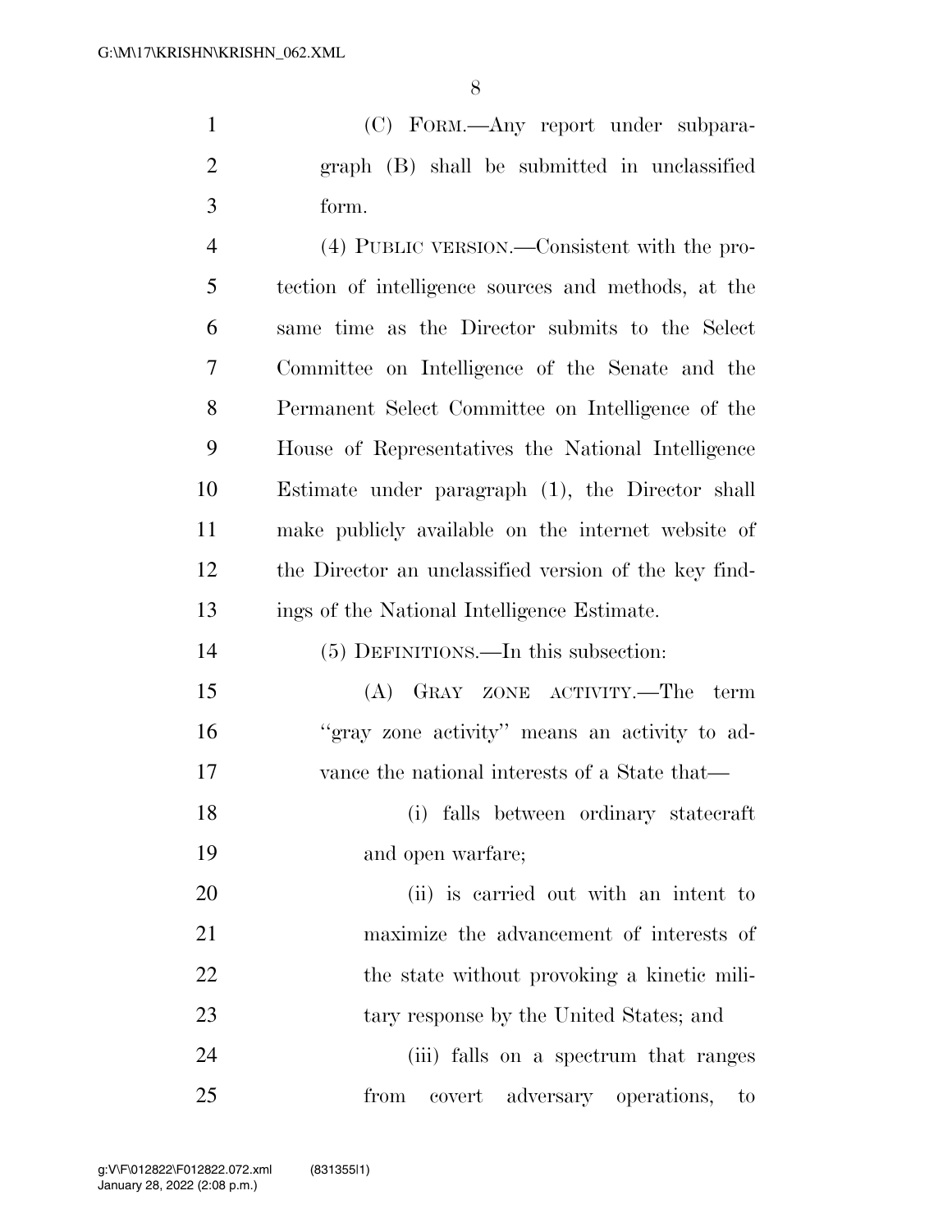(C) FORM.—Any report under subparagraph (B) shall be submitted in unclassified form.

(4) PUBLIC VERSION.—Consistent with the protection of intelligence sources and methods, at the same time as the Director submits to the Select Committee on Intelligence of the Senate and the Permanent Select Committee on Intelligence of the House of Representatives the National Intelligence Estimate under paragraph (1), the Director shall make publicly available on the internet website of the Director an unclassified version of the key findings of the National Intelligence Estimate.

(5) DEFINITIONS.—In this subsection:

(A) GRAY ZONE ACTIVITY.—The term ''gray zone activity'' means an activity to advance the national interests of a State that—

(i) falls between ordinary statecraft and open warfare;

(ii) is carried out with an intent to maximize the advancement of interests of the state without provoking a kinetic military response by the United States; and

(iii) falls on a spectrum that ranges from covert adversary operations, to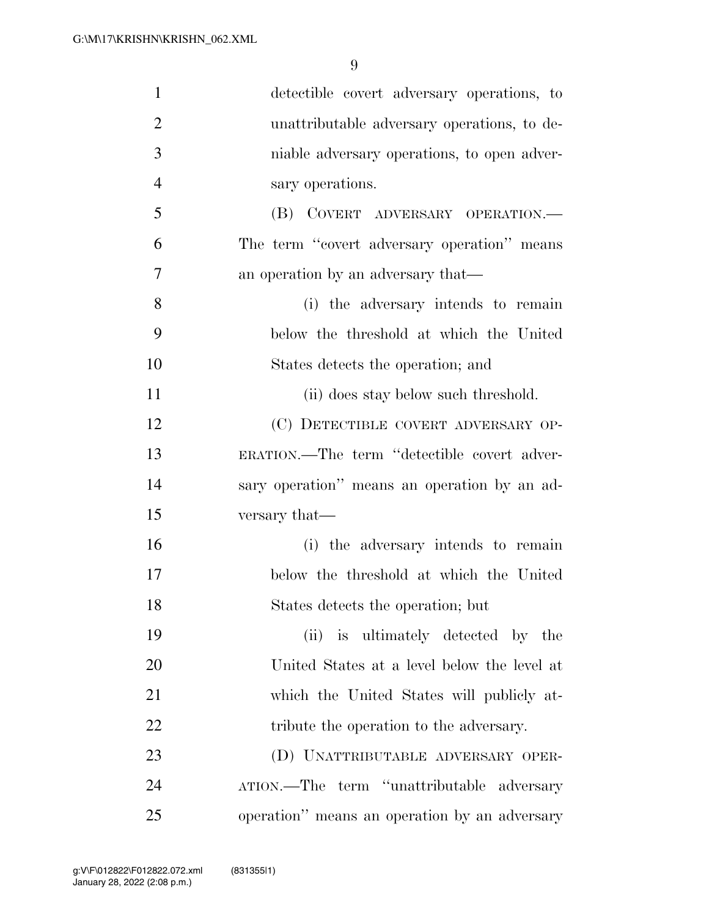detectible covert adversary operations, to unattributable adversary operations, to deniable adversary operations, to open adversary operations.

(B) COVERT ADVERSARY OPERATION.—The term "covert adversary operation" means an operation by an adversary that—

(i) the adversary intends to remain below the threshold at which the United States detects the operation; and

(ii) does stay below such threshold.

(C) DETECTIBLE COVERT ADVERSARY OPERATION.—The term "detectible covert adversary operation" means an operation by an adversary that—

(i) the adversary intends to remain below the threshold at which the United States detects the operation; but

(ii) is ultimately detected by the United States at a level below the level at which the United States will publicly attribute the operation to the adversary.

(D) UNATTRIBUTABLE ADVERSARY OPERATION.—The term "unattributable adversary operation" means an operation by an adversary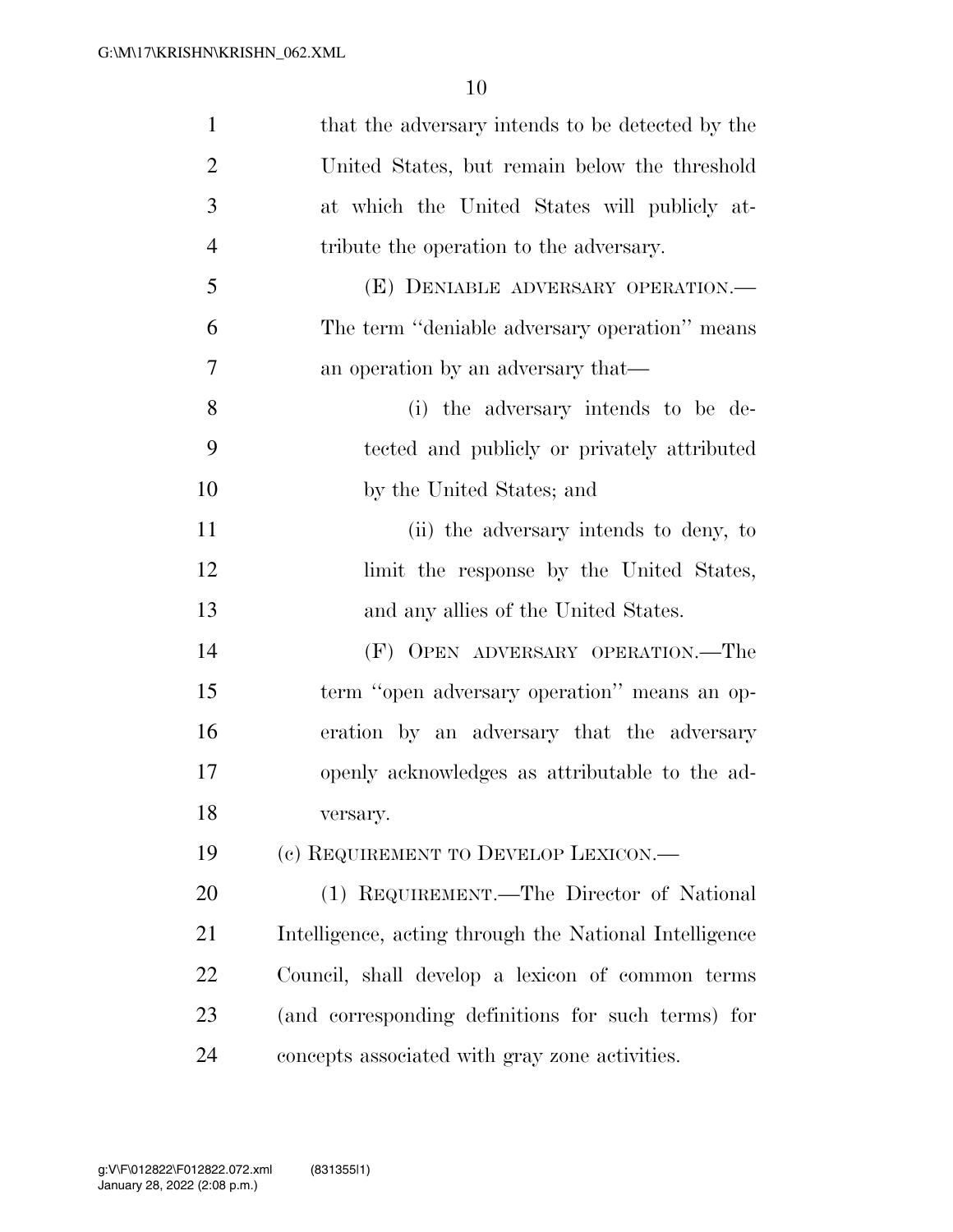that the adversary intends to be detected by the United States, but remain below the threshold at which the United States will publicly attribute the operation to the adversary.

(E) DENIABLE ADVERSARY OPERATION.—The term "deniable adversary operation" means an operation by an adversary that—

(i) the adversary intends to be detected and publicly or privately attributed by the United States; and

(ii) the adversary intends to deny, to limit the response by the United States, and any allies of the United States.

(F) OPEN ADVERSARY OPERATION.—The term "open adversary operation" means an operation by an adversary that the adversary openly acknowledges as attributable to the adversary.

(c) REQUIREMENT TO DEVELOP LEXICON.—

(1) REQUIREMENT.—The Director of National Intelligence, acting through the National Intelligence Council, shall develop a lexicon of common terms (and corresponding definitions for such terms) for concepts associated with gray zone activities.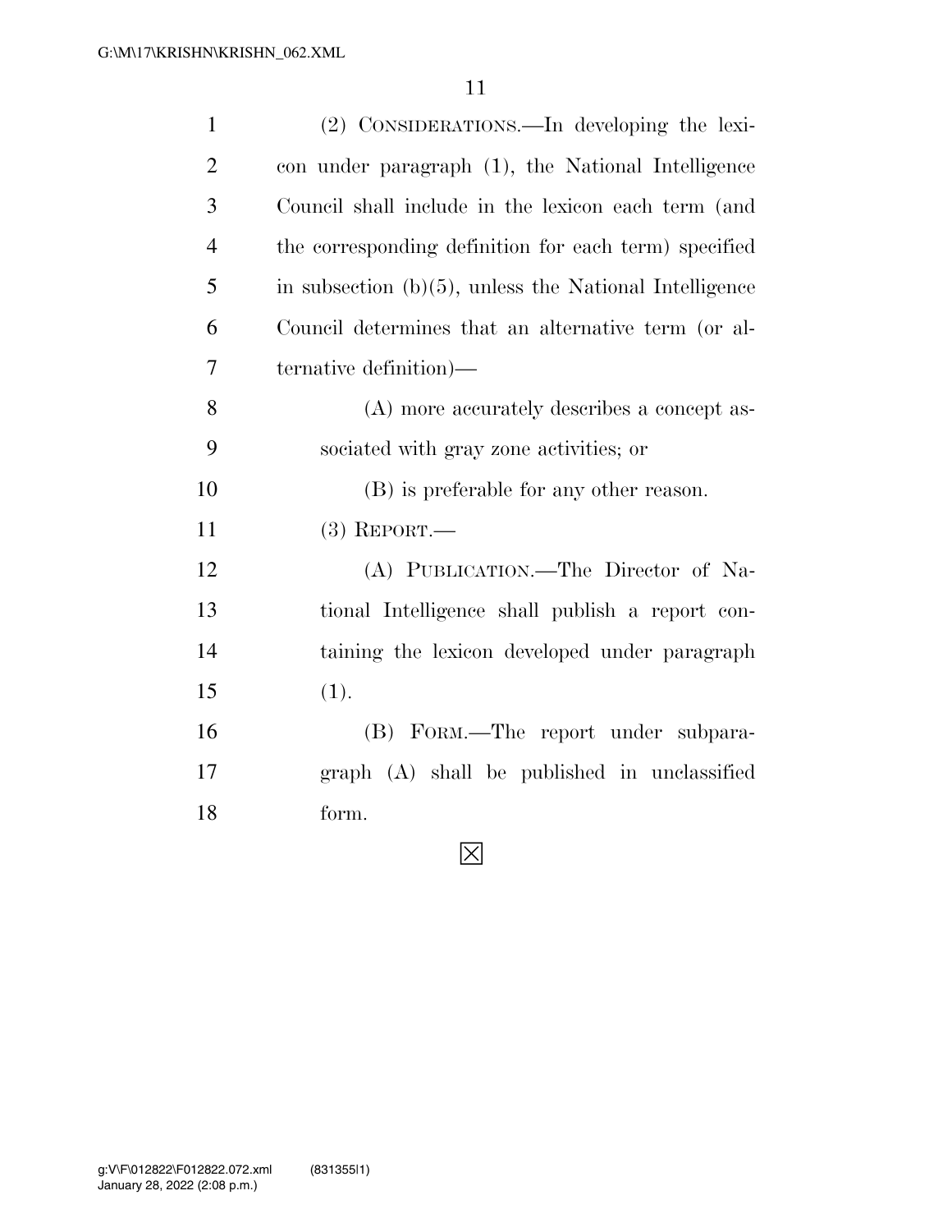(2) CONSIDERATIONS.—In developing the lexicon under paragraph (1), the National Intelligence Council shall include in the lexicon each term (and the corresponding definition for each term) specified in subsection (b)(5), unless the National Intelligence Council determines that an alternative term (or alternative definition)—

(A) more accurately describes a concept associated with gray zone activities; or

(B) is preferable for any other reason.

(3) REPORT.—

(A) PUBLICATION.—The Director of National Intelligence shall publish a report containing the lexicon developed under paragraph (1).

(B) FORM.—The report under subparagraph (A) shall be published in unclassified form.